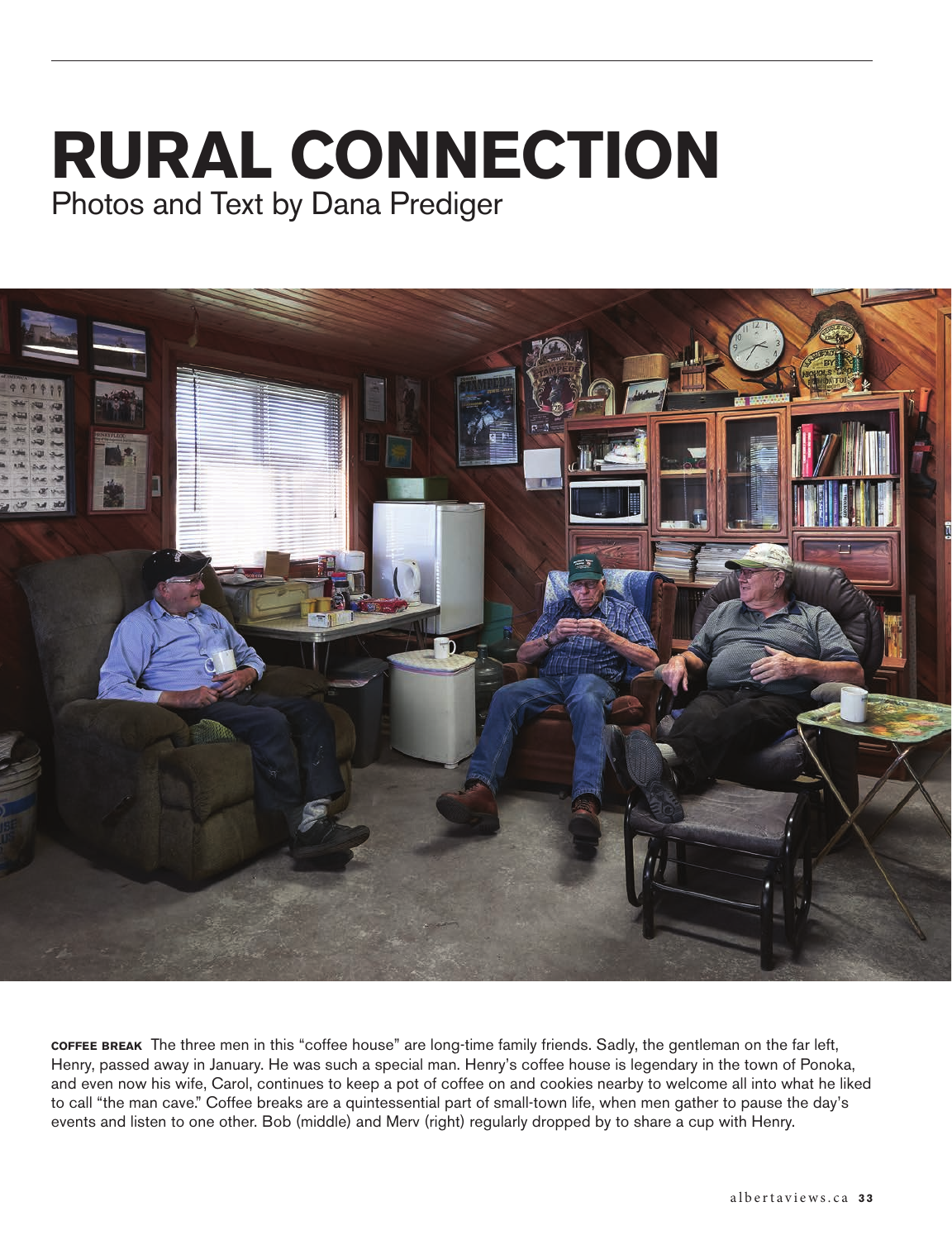# RURAL CONNECTION

Photos and Text by Dana Prediger

**COFFEE BREAK** The three men in this "coffee house" are long-time family friends. Sadly, the gentleman on the far left, Henry, passed away in January. He was such a special man. Henry's coffee house is legendary in the town of Ponoka, and even now his wife, Carol, continues to keep a pot of coffee on and cookies nearby to welcome all into what he liked to call "the man cave." Coffee breaks are a quintessential part of small-town life, when men gather to pause the day's events and listen to one other. Bob (middle) and Merv (right) regularly dropped by to share a cup with Henry.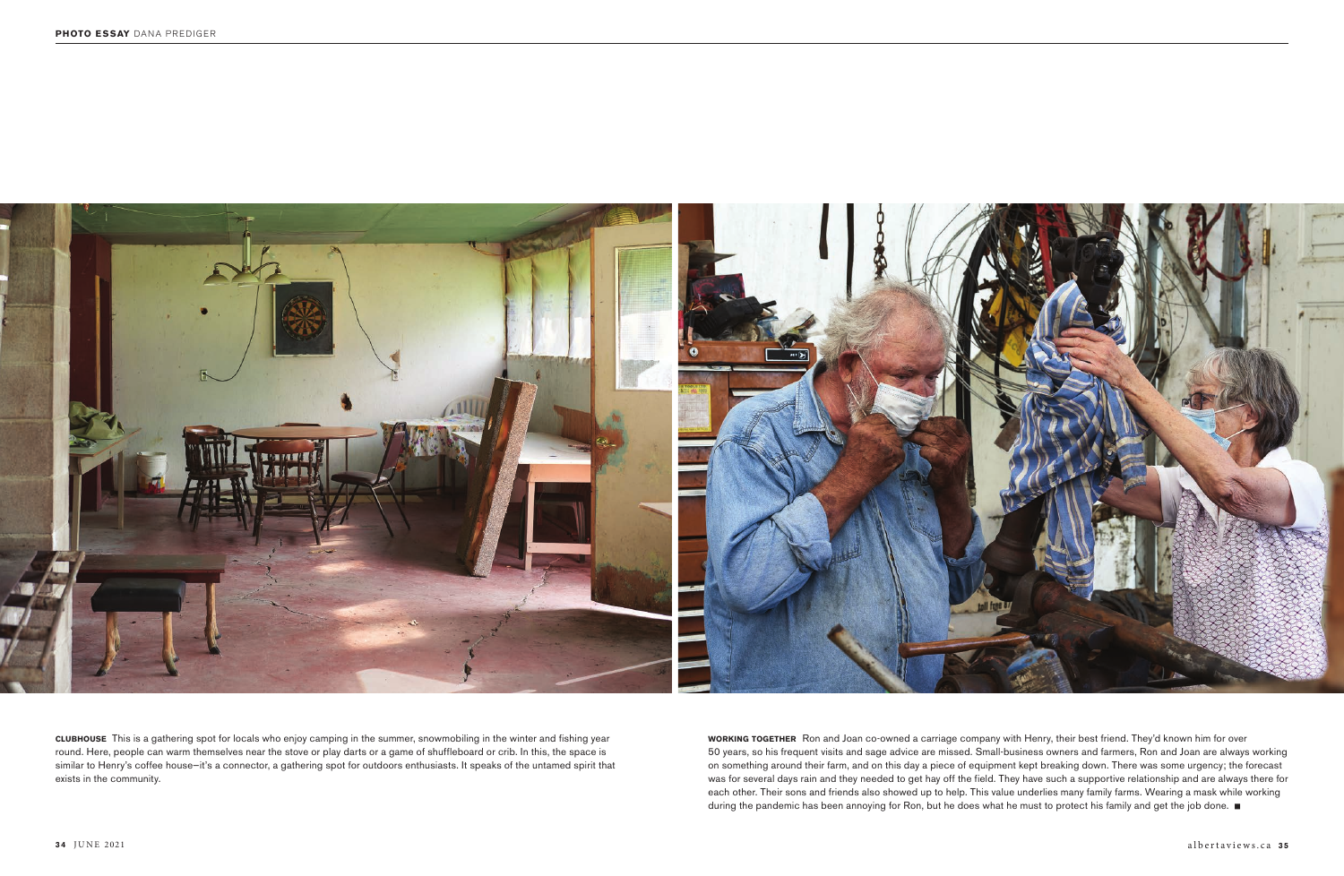**CLUBHOUSE** This is a gathering spot for locals who enjoy camping in the summer, snowmobiling in the winter and fishing year round. Here, people can warm themselves near the stove or play darts or a game of shuffleboard or crib. In this, the space is similar to Henry's coffee house—it's a connector, a gathering spot for outdoors enthusiasts. It speaks of the untamed spirit that exists in the community.

**WORKING TOGETHER** Ron and Joan co-owned a carriage company with Henry, their best friend. They'd known him for over 50 years, so his frequent visits and sage advice are missed. Small-business owners and farmers, Ron and Joan are always working on something around their farm, and on this day a piece of equipment kept breaking down. There was some urgency; the forecast was for several days rain and they needed to get hay off the field. They have such a supportive relationship and are always there for each other. Their sons and friends also showed up to help. This value underlies many family farms. Wearing a mask while working during the pandemic has been annoying for Ron, but he does what he must to protect his family and get the job done. ■